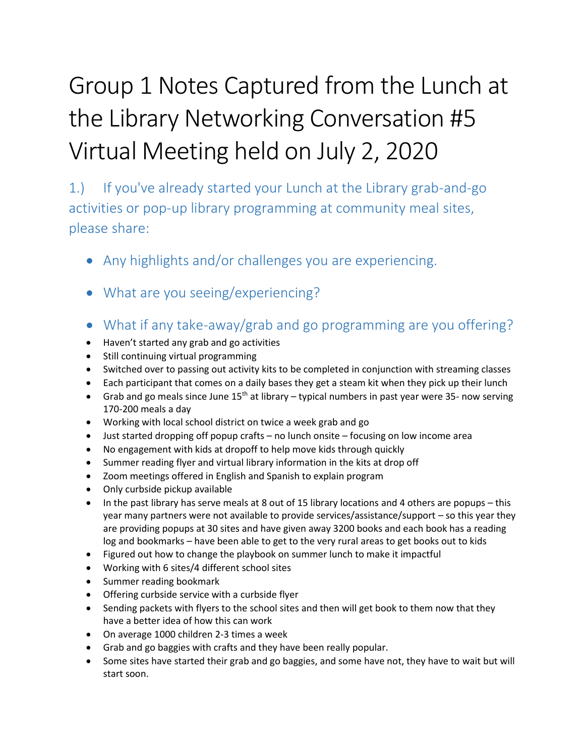# Group 1 Notes Captured from the Lunch at the Library Networking Conversation #5 Virtual Meeting held on July 2, 2020

## 1.) If you've already started your Lunch at the Library grab-and-go activities or pop-up library programming at community meal sites, please share:

- ## Any highlights and/or challenges you are experiencing.
- ## What are you seeing/experiencing?
- ## What if any take-away/grab and go programming are you offering?

- Haven't started any grab and go activities
- Still continuing virtual programming
- Switched over to passing out activity kits to be completed in conjunction with streaming classes
- Each participant that comes on a daily bases they get a steam kit when they pick up their lunch
- Grab and go meals since June 15th at library – typical numbers in past year were 35- now serving 170-200 meals a day
- Working with local school district on twice a week grab and go
- Just started dropping off popup crafts – no lunch onsite – focusing on low income area
- No engagement with kids at dropoff to help move kids through quickly
- Summer reading flyer and virtual library information in the kits at drop off
- Zoom meetings offered in English and Spanish to explain program
- Only curbside pickup available
- In the past library has serve meals at 8 out of 15 library locations and 4 others are popups – this year many partners were not available to provide services/assistance/support – so this year they are providing popups at 30 sites and have given away 3200 books and each book has a reading log and bookmarks – have been able to get to the very rural areas to get books out to kids
- Figured out how to change the playbook on summer lunch to make it impactful
- Working with 6 sites/4 different school sites
- Summer reading bookmark
- Offering curbside service with a curbside flyer
- Sending packets with flyers to the school sites and then will get book to them now that they have a better idea of how this can work
- On average 1000 children 2-3 times a week
- Grab and go baggies with crafts and they have been really popular.
- Some sites have started their grab and go baggies, and some have not, they have to wait but will start soon.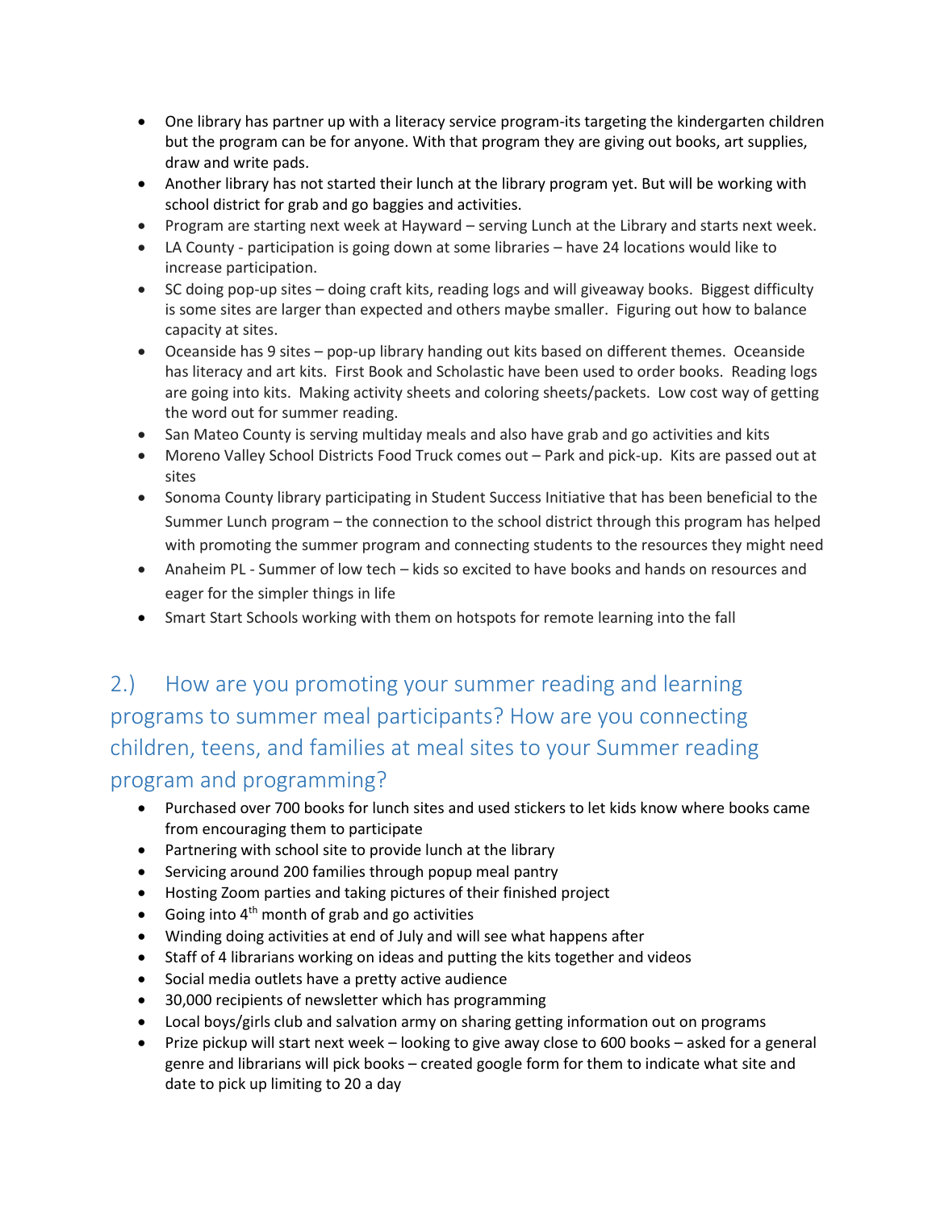- One library has partner up with a literacy service program-its targeting the kindergarten children but the program can be for anyone. With that program they are giving out books, art supplies, draw and write pads.
- Another library has not started their lunch at the library program yet. But will be working with school district for grab and go baggies and activities.
- Program are starting next week at Hayward – serving Lunch at the Library and starts next week.
- LA County - participation is going down at some libraries – have 24 locations would like to increase participation.
- SC doing pop-up sites – doing craft kits, reading logs and will giveaway books. Biggest difficulty is some sites are larger than expected and others maybe smaller. Figuring out how to balance capacity at sites.
- Oceanside has 9 sites – pop-up library handing out kits based on different themes. Oceanside has literacy and art kits. First Book and Scholastic have been used to order books. Reading logs are going into kits. Making activity sheets and coloring sheets/packets. Low cost way of getting the word out for summer reading.
- San Mateo County is serving multiday meals and also have grab and go activities and kits
- Moreno Valley School Districts Food Truck comes out – Park and pick-up. Kits are passed out at sites
- Sonoma County library participating in Student Success Initiative that has been beneficial to the Summer Lunch program – the connection to the school district through this program has helped with promoting the summer program and connecting students to the resources they might need
- Anaheim PL - Summer of low tech – kids so excited to have books and hands on resources and eager for the simpler things in life
- Smart Start Schools working with them on hotspots for remote learning into the fall

## 2.) How are you promoting your summer reading and learning programs to summer meal participants? How are you connecting children, teens, and families at meal sites to your Summer reading program and programming?

- Purchased over 700 books for lunch sites and used stickers to let kids know where books came from encouraging them to participate
- Partnering with school site to provide lunch at the library
- Servicing around 200 families through popup meal pantry
- Hosting Zoom parties and taking pictures of their finished project
- Going into 4th month of grab and go activities
- Winding doing activities at end of July and will see what happens after
- Staff of 4 librarians working on ideas and putting the kits together and videos
- Social media outlets have a pretty active audience
- 30,000 recipients of newsletter which has programming
- Local boys/girls club and salvation army on sharing getting information out on programs
- Prize pickup will start next week – looking to give away close to 600 books – asked for a general genre and librarians will pick books – created google form for them to indicate what site and date to pick up limiting to 20 a day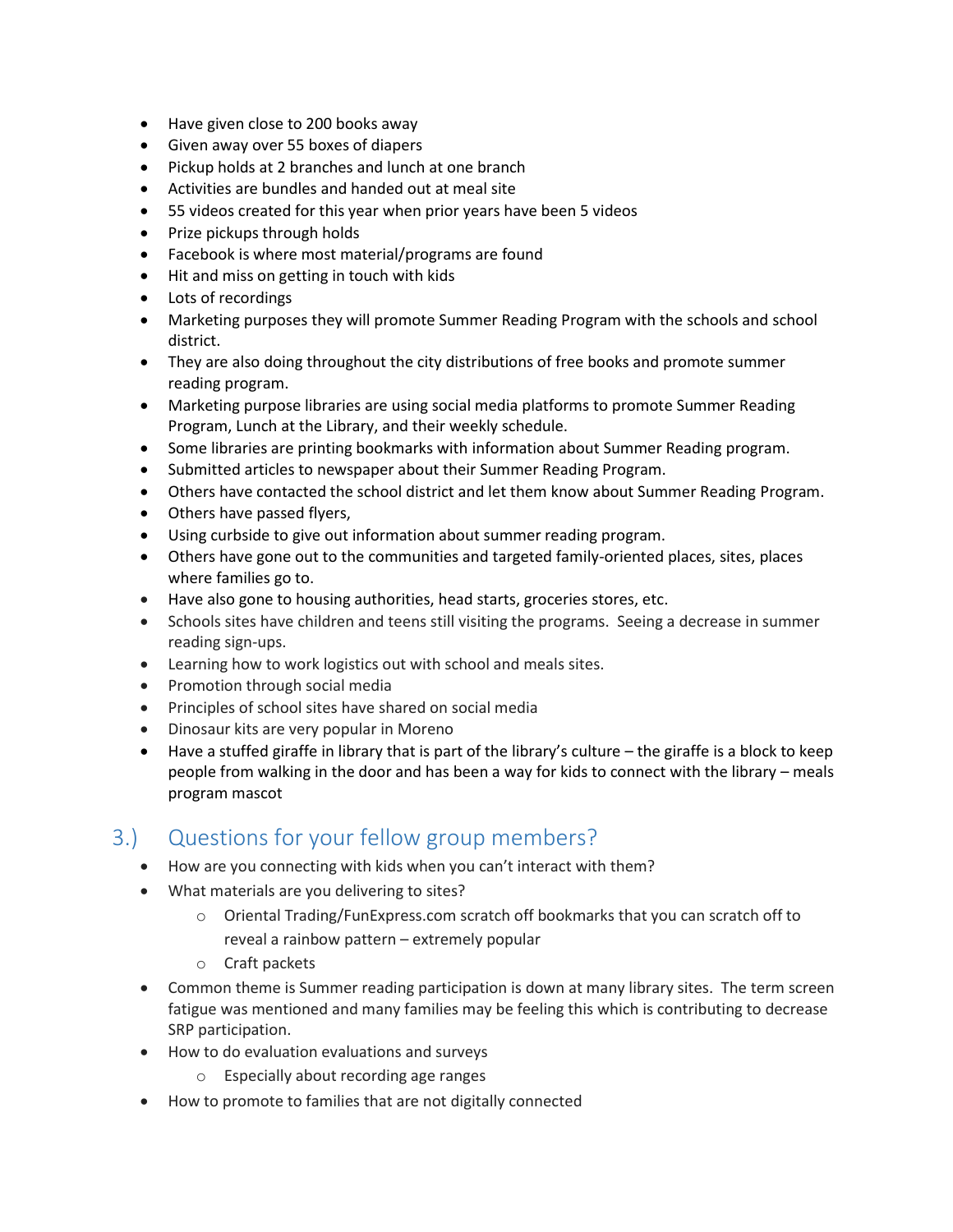- Have given close to 200 books away
- Given away over 55 boxes of diapers
- Pickup holds at 2 branches and lunch at one branch
- Activities are bundles and handed out at meal site
- 55 videos created for this year when prior years have been 5 videos
- Prize pickups through holds
- Facebook is where most material/programs are found
- Hit and miss on getting in touch with kids
- Lots of recordings
- Marketing purposes they will promote Summer Reading Program with the schools and school district.
- They are also doing throughout the city distributions of free books and promote summer reading program.
- Marketing purpose libraries are using social media platforms to promote Summer Reading Program, Lunch at the Library, and their weekly schedule.
- Some libraries are printing bookmarks with information about Summer Reading program.
- Submitted articles to newspaper about their Summer Reading Program.
- Others have contacted the school district and let them know about Summer Reading Program.
- Others have passed flyers,
- Using curbside to give out information about summer reading program.
- Others have gone out to the communities and targeted family-oriented places, sites, places where families go to.
- Have also gone to housing authorities, head starts, groceries stores, etc.
- Schools sites have children and teens still visiting the programs. Seeing a decrease in summer reading sign-ups.
- Learning how to work logistics out with school and meals sites.
- Promotion through social media
- Principles of school sites have shared on social media
- Dinosaur kits are very popular in Moreno
- Have a stuffed giraffe in library that is part of the library's culture – the giraffe is a block to keep people from walking in the door and has been a way for kids to connect with the library – meals program mascot

## 3.) Questions for your fellow group members?

- How are you connecting with kids when you can't interact with them?
- What materials are you delivering to sites?
  - Oriental Trading/FunExpress.com scratch off bookmarks that you can scratch off to reveal a rainbow pattern – extremely popular
  - Craft packets
- Common theme is Summer reading participation is down at many library sites. The term screen fatigue was mentioned and many families may be feeling this which is contributing to decrease SRP participation.
- How to do evaluation evaluations and surveys
  - Especially about recording age ranges
- How to promote to families that are not digitally connected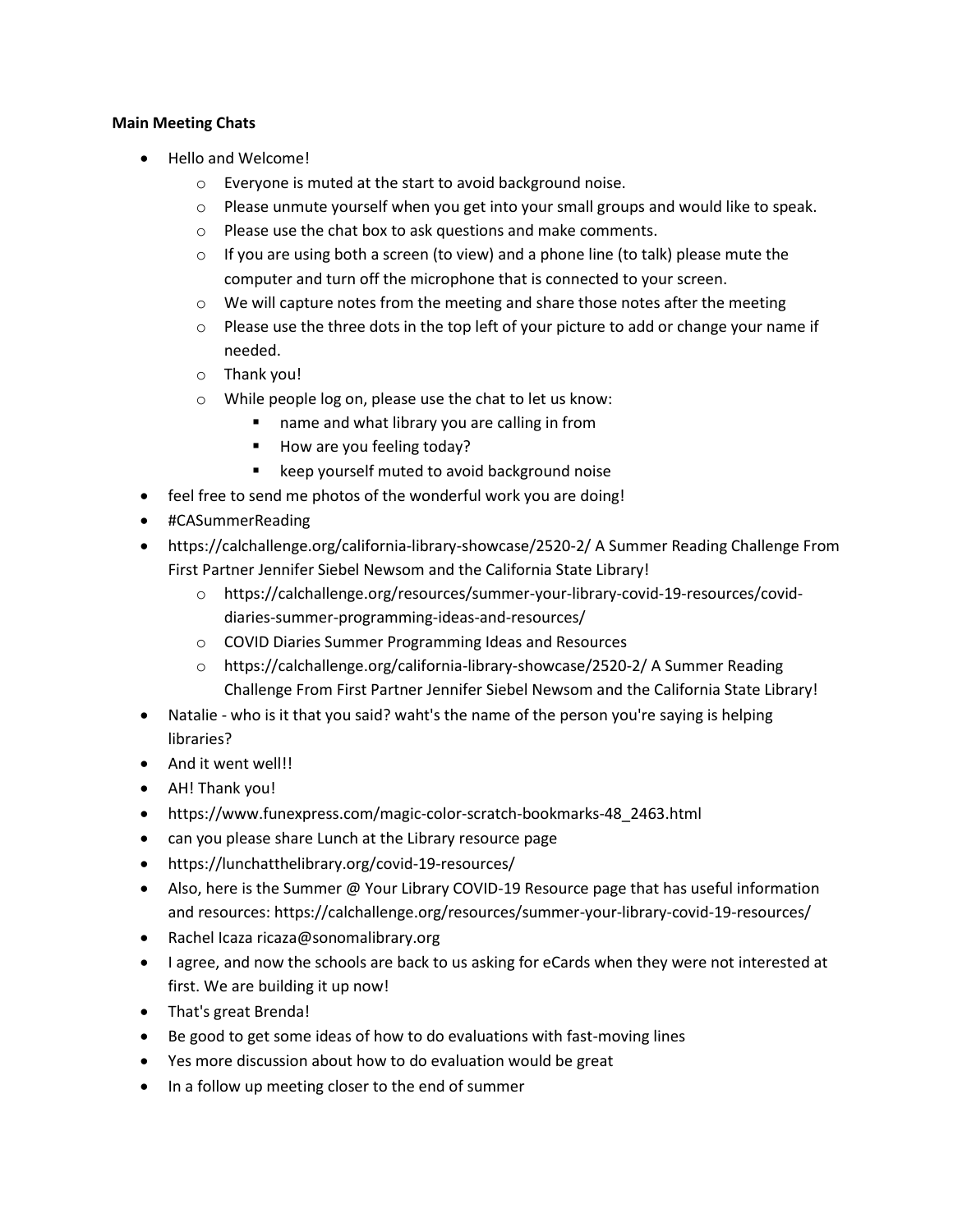**Main Meeting Chats**

- Hello and Welcome!
    - Everyone is muted at the start to avoid background noise.
    - Please unmute yourself when you get into your small groups and would like to speak.
    - Please use the chat box to ask questions and make comments.
    - If you are using both a screen (to view) and a phone line (to talk) please mute the computer and turn off the microphone that is connected to your screen.
    - We will capture notes from the meeting and share those notes after the meeting
    - Please use the three dots in the top left of your picture to add or change your name if needed.
    - Thank you!
    - While people log on, please use the chat to let us know:
        - name and what library you are calling in from
        - How are you feeling today?
        - keep yourself muted to avoid background noise
- feel free to send me photos of the wonderful work you are doing!
- #CASummerReading
- https://calchallenge.org/california-library-showcase/2520-2/ A Summer Reading Challenge From First Partner Jennifer Siebel Newsom and the California State Library!
    - https://calchallenge.org/resources/summer-your-library-covid-19-resources/covid-diaries-summer-programming-ideas-and-resources/
    - COVID Diaries Summer Programming Ideas and Resources
    - https://calchallenge.org/california-library-showcase/2520-2/ A Summer Reading Challenge From First Partner Jennifer Siebel Newsom and the California State Library!
- Natalie - who is it that you said? waht's the name of the person you're saying is helping libraries?
- And it went well!!
- AH! Thank you!
- https://www.funexpress.com/magic-color-scratch-bookmarks-48_2463.html
- can you please share Lunch at the Library resource page
- https://lunchatthelibrary.org/covid-19-resources/
- Also, here is the Summer @ Your Library COVID-19 Resource page that has useful information and resources: https://calchallenge.org/resources/summer-your-library-covid-19-resources/
- Rachel Icaza ricaza@sonomalibrary.org
- I agree, and now the schools are back to us asking for eCards when they were not interested at first. We are building it up now!
- That's great Brenda!
- Be good to get some ideas of how to do evaluations with fast-moving lines
- Yes more discussion about how to do evaluation would be great
- In a follow up meeting closer to the end of summer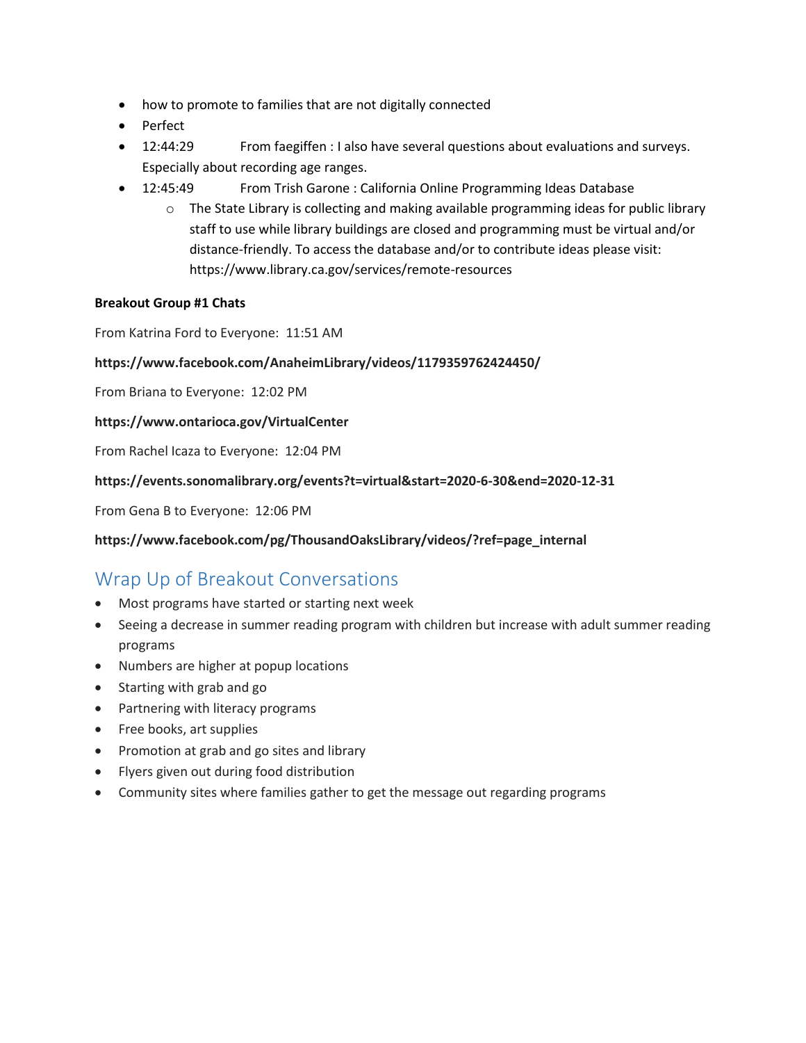- how to promote to families that are not digitally connected
- Perfect
- 12:44:29 From faegiffen : I also have several questions about evaluations and surveys. Especially about recording age ranges.
- 12:45:49 From Trish Garone : California Online Programming Ideas Database
    - The State Library is collecting and making available programming ideas for public library staff to use while library buildings are closed and programming must be virtual and/or distance-friendly. To access the database and/or to contribute ideas please visit: https://www.library.ca.gov/services/remote-resources

**Breakout Group #1 Chats**

From Katrina Ford to Everyone: 11:51 AM

**https://www.facebook.com/AnaheimLibrary/videos/1179359762424450/**

From Briana to Everyone: 12:02 PM

**https://www.ontarioca.gov/VirtualCenter**

From Rachel Icaza to Everyone: 12:04 PM

**https://events.sonomalibrary.org/events?t=virtual&start=2020-6-30&end=2020-12-31**

From Gena B to Everyone: 12:06 PM

**https://www.facebook.com/pg/ThousandOaksLibrary/videos/?ref=page_internal**

## Wrap Up of Breakout Conversations

- Most programs have started or starting next week
- Seeing a decrease in summer reading program with children but increase with adult summer reading programs
- Numbers are higher at popup locations
- Starting with grab and go
- Partnering with literacy programs
- Free books, art supplies
- Promotion at grab and go sites and library
- Flyers given out during food distribution
- Community sites where families gather to get the message out regarding programs